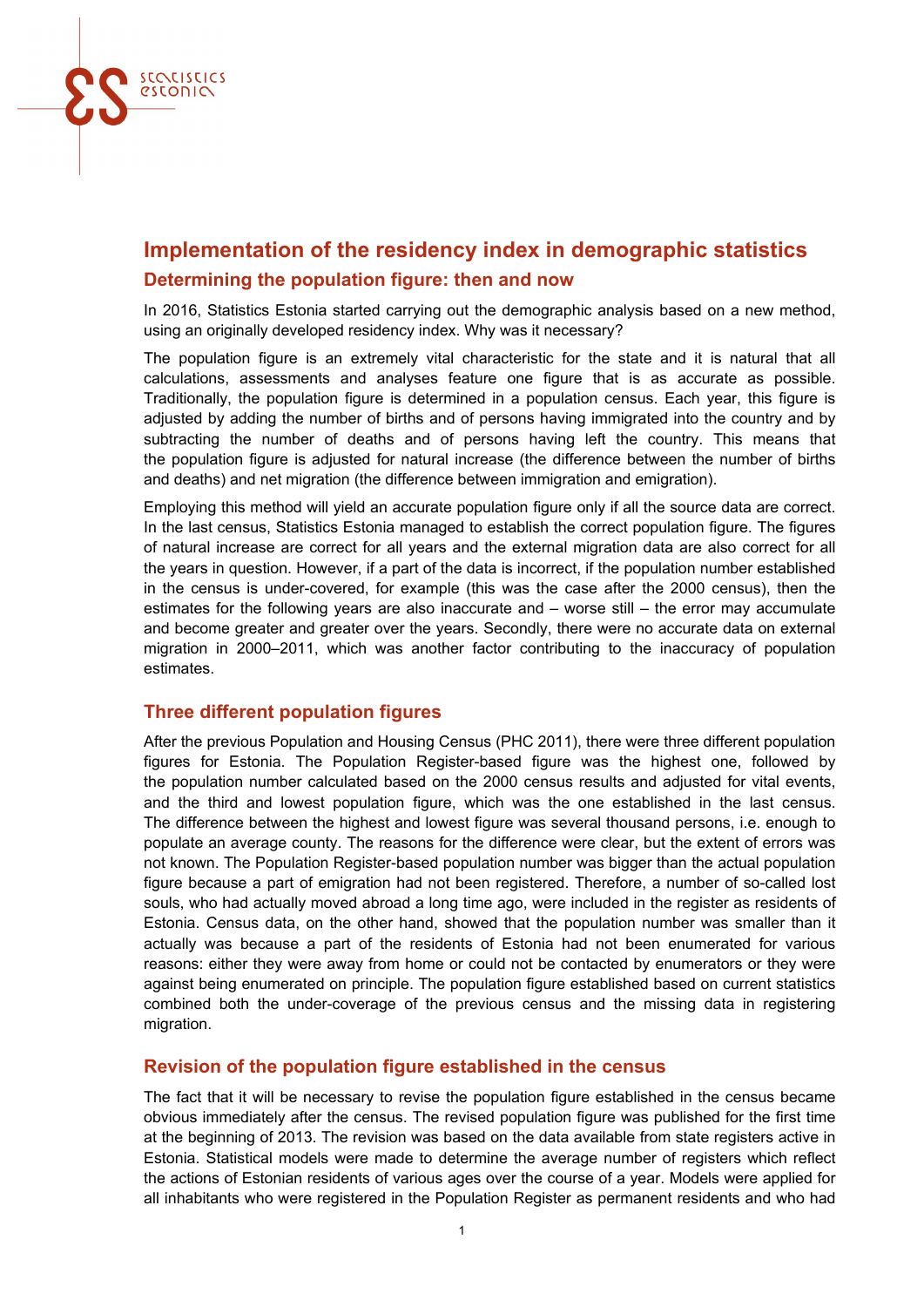# Implementation of the residency index in demographic statistics

## Determining the population figure: then and now

In 2016, Statistics Estonia started carrying out the demographic analysis based on a new method, using an originally developed residency index. Why was it necessary?

The population figure is an extremely vital characteristic for the state and it is natural that all calculations, assessments and analyses feature one figure that is as accurate as possible. Traditionally, the population figure is determined in a population census. Each year, this figure is adjusted by adding the number of births and of persons having immigrated into the country and by subtracting the number of deaths and of persons having left the country. This means that the population figure is adjusted for natural increase (the difference between the number of births and deaths) and net migration (the difference between immigration and emigration).

Employing this method will yield an accurate population figure only if all the source data are correct. In the last census, Statistics Estonia managed to establish the correct population figure. The figures of natural increase are correct for all years and the external migration data are also correct for all the years in question. However, if a part of the data is incorrect, if the population number established in the census is under-covered, for example (this was the case after the 2000 census), then the estimates for the following years are also inaccurate and – worse still – the error may accumulate and become greater and greater over the years. Secondly, there were no accurate data on external migration in 2000–2011, which was another factor contributing to the inaccuracy of population estimates.

## Three different population figures

After the previous Population and Housing Census (PHC 2011), there were three different population figures for Estonia. The Population Register-based figure was the highest one, followed by the population number calculated based on the 2000 census results and adjusted for vital events, and the third and lowest population figure, which was the one established in the last census. The difference between the highest and lowest figure was several thousand persons, i.e. enough to populate an average county. The reasons for the difference were clear, but the extent of errors was not known. The Population Register-based population number was bigger than the actual population figure because a part of emigration had not been registered. Therefore, a number of so-called lost souls, who had actually moved abroad a long time ago, were included in the register as residents of Estonia. Census data, on the other hand, showed that the population number was smaller than it actually was because a part of the residents of Estonia had not been enumerated for various reasons: either they were away from home or could not be contacted by enumerators or they were against being enumerated on principle. The population figure established based on current statistics combined both the under-coverage of the previous census and the missing data in registering migration.

## Revision of the population figure established in the census

The fact that it will be necessary to revise the population figure established in the census became obvious immediately after the census. The revised population figure was published for the first time at the beginning of 2013. The revision was based on the data available from state registers active in Estonia. Statistical models were made to determine the average number of registers which reflect the actions of Estonian residents of various ages over the course of a year. Models were applied for all inhabitants who were registered in the Population Register as permanent residents and who had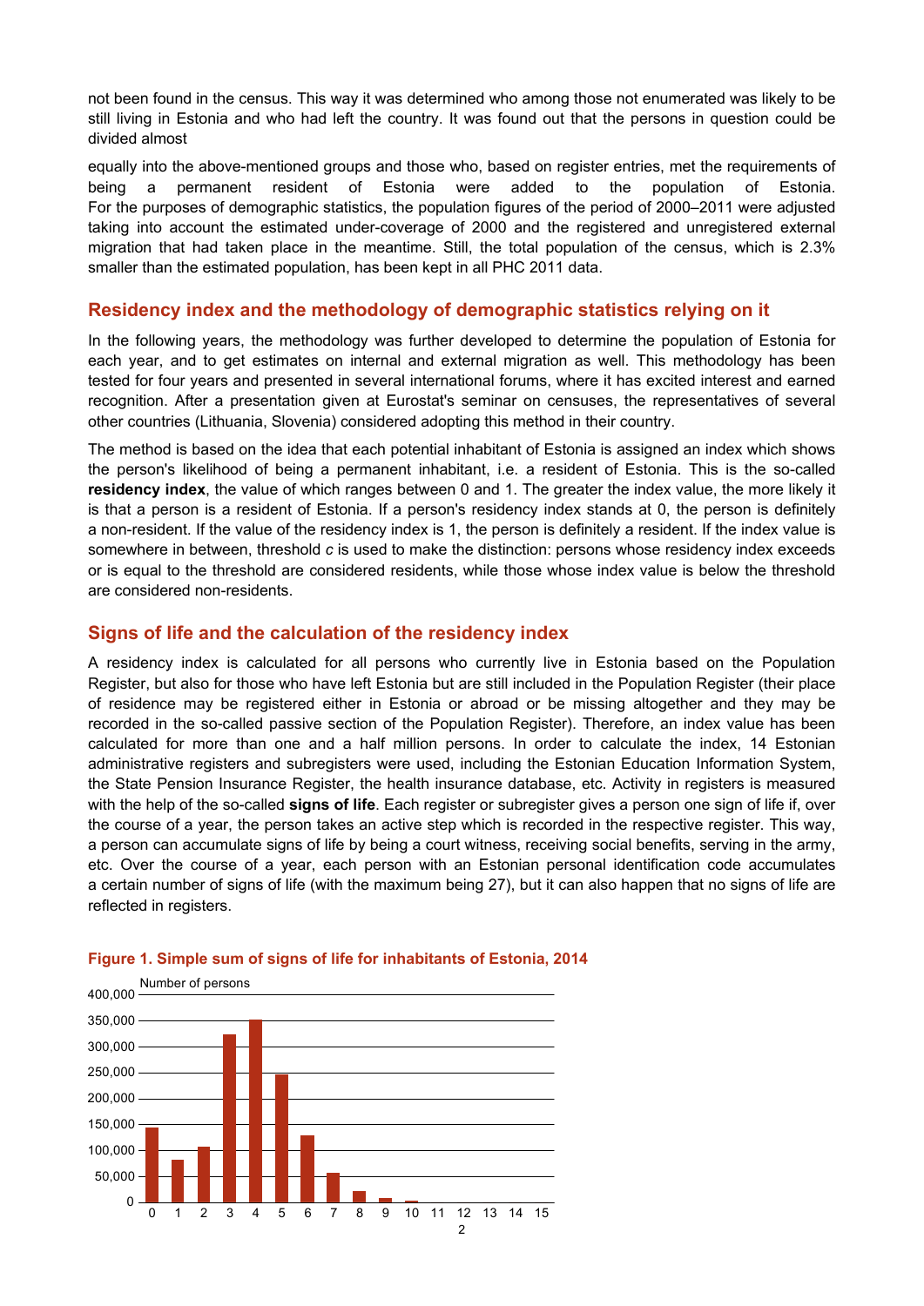not been found in the census. This way it was determined who among those not enumerated was likely to be still living in Estonia and who had left the country. It was found out that the persons in question could be divided almost

equally into the above-mentioned groups and those who, based on register entries, met the requirements of being a permanent resident of Estonia were added to the population of Estonia. For the purposes of demographic statistics, the population figures of the period of 2000–2011 were adjusted taking into account the estimated under-coverage of 2000 and the registered and unregistered external migration that had taken place in the meantime. Still, the total population of the census, which is 2.3% smaller than the estimated population, has been kept in all PHC 2011 data.

## Residency index and the methodology of demographic statistics relying on it

In the following years, the methodology was further developed to determine the population of Estonia for each year, and to get estimates on internal and external migration as well. This methodology has been tested for four years and presented in several international forums, where it has excited interest and earned recognition. After a presentation given at Eurostat's seminar on censuses, the representatives of several other countries (Lithuania, Slovenia) considered adopting this method in their country.

The method is based on the idea that each potential inhabitant of Estonia is assigned an index which shows the person's likelihood of being a permanent inhabitant, i.e. a resident of Estonia. This is the so-called **residency index**, the value of which ranges between 0 and 1. The greater the index value, the more likely it is that a person is a resident of Estonia. If a person's residency index stands at 0, the person is definitely a non-resident. If the value of the residency index is 1, the person is definitely a resident. If the index value is somewhere in between, threshold $c$ is used to make the distinction: persons whose residency index exceeds or is equal to the threshold are considered residents, while those whose index value is below the threshold are considered non-residents.

## Signs of life and the calculation of the residency index

A residency index is calculated for all persons who currently live in Estonia based on the Population Register, but also for those who have left Estonia but are still included in the Population Register (their place of residence may be registered either in Estonia or abroad or be missing altogether and they may be recorded in the so-called passive section of the Population Register). Therefore, an index value has been calculated for more than one and a half million persons. In order to calculate the index, 14 Estonian administrative registers and subregisters were used, including the Estonian Education Information System, the State Pension Insurance Register, the health insurance database, etc. Activity in registers is measured with the help of the so-called **signs of life**. Each register or subregister gives a person one sign of life if, over the course of a year, the person takes an active step which is recorded in the respective register. This way, a person can accumulate signs of life by being a court witness, receiving social benefits, serving in the army, etc. Over the course of a year, each person with an Estonian personal identification code accumulates a certain number of signs of life (with the maximum being 27), but it can also happen that no signs of life are reflected in registers.

**Figure 1. Simple sum of signs of life for inhabitants of Estonia, 2014**

Number of persons

400,000
350,000
300,000
250,000
200,000
150,000
100,000
50,000
0

0 1 2 3 4 5 6 7 8 9 10 11 12 13 14 15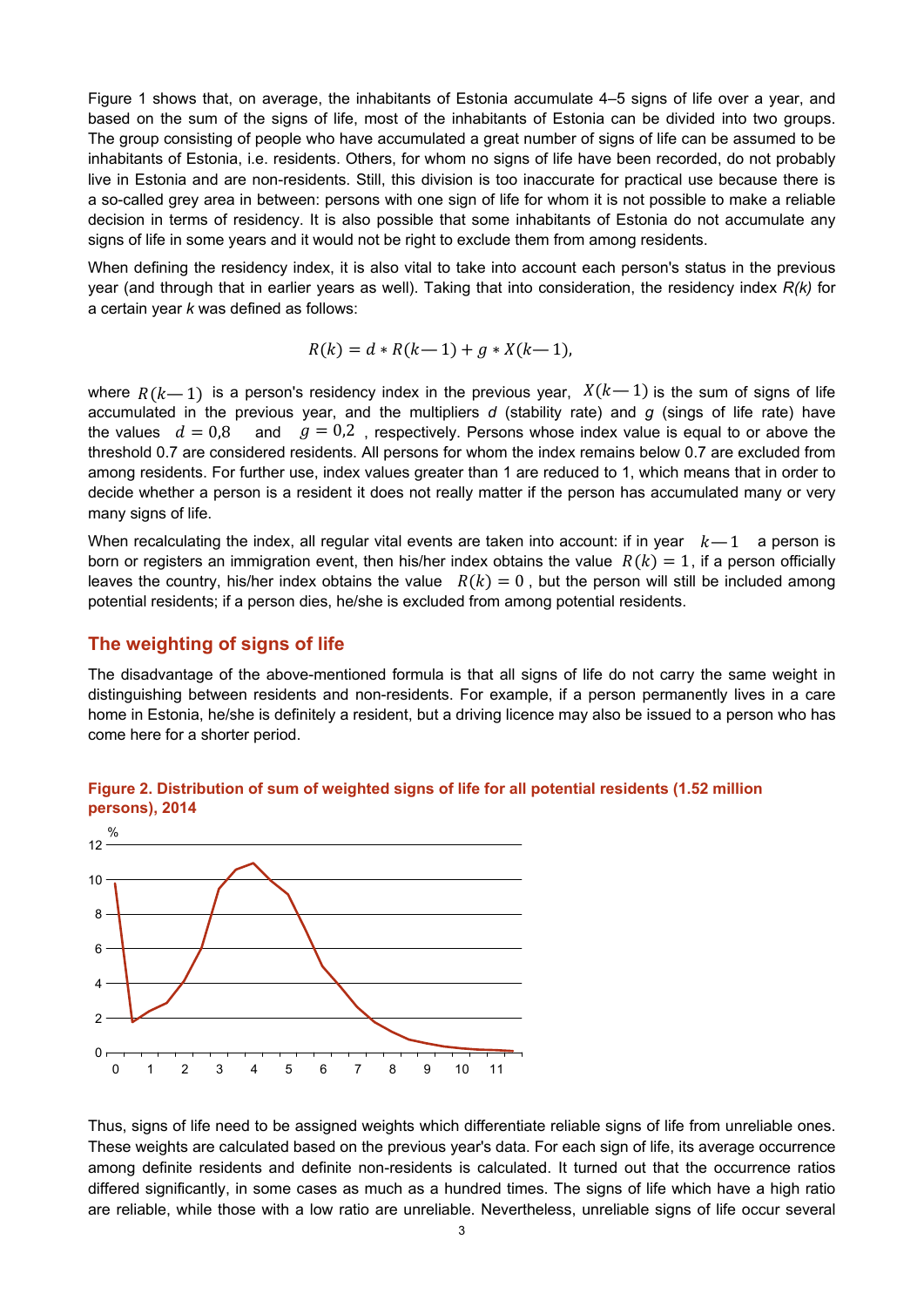Figure 1 shows that, on average, the inhabitants of Estonia accumulate 4–5 signs of life over a year, and based on the sum of the signs of life, most of the inhabitants of Estonia can be divided into two groups. The group consisting of people who have accumulated a great number of signs of life can be assumed to be inhabitants of Estonia, i.e. residents. Others, for whom no signs of life have been recorded, do not probably live in Estonia and are non-residents. Still, this division is too inaccurate for practical use because there is a so-called grey area in between: persons with one sign of life for whom it is not possible to make a reliable decision in terms of residency. It is also possible that some inhabitants of Estonia do not accumulate any signs of life in some years and it would not be right to exclude them from among residents.

When defining the residency index, it is also vital to take into account each person's status in the previous year (and through that in earlier years as well). Taking that into consideration, the residency index *R(k)* for a certain year *k* was defined as follows:

$$R(k) = d * R(k-1) + g * X(k-1),$$

where $R(k-1)$ is a person's residency index in the previous year, $X(k-1)$ is the sum of signs of life accumulated in the previous year, and the multipliers *d* (stability rate) and *g* (sings of life rate) have the values $d = 0{,}8$ and $g = 0{,}2$, respectively. Persons whose index value is equal to or above the threshold 0.7 are considered residents. All persons for whom the index remains below 0.7 are excluded from among residents. For further use, index values greater than 1 are reduced to 1, which means that in order to decide whether a person is a resident it does not really matter if the person has accumulated many or very many signs of life.

When recalculating the index, all regular vital events are taken into account: if in year $k-1$ a person is born or registers an immigration event, then his/her index obtains the value $R(k) = 1$, if a person officially leaves the country, his/her index obtains the value $R(k) = 0$, but the person will still be included among potential residents; if a person dies, he/she is excluded from among potential residents.

## The weighting of signs of life

The disadvantage of the above-mentioned formula is that all signs of life do not carry the same weight in distinguishing between residents and non-residents. For example, if a person permanently lives in a care home in Estonia, he/she is definitely a resident, but a driving licence may also be issued to a person who has come here for a shorter period.

**Figure 2. Distribution of sum of weighted signs of life for all potential residents (1.52 million persons), 2014**

%

12
10
8
6
4
2
0

0 1 2 3 4 5 6 7 8 9 10 11

Thus, signs of life need to be assigned weights which differentiate reliable signs of life from unreliable ones. These weights are calculated based on the previous year's data. For each sign of life, its average occurrence among definite residents and definite non-residents is calculated. It turned out that the occurrence ratios differed significantly, in some cases as much as a hundred times. The signs of life which have a high ratio are reliable, while those with a low ratio are unreliable. Nevertheless, unreliable signs of life occur several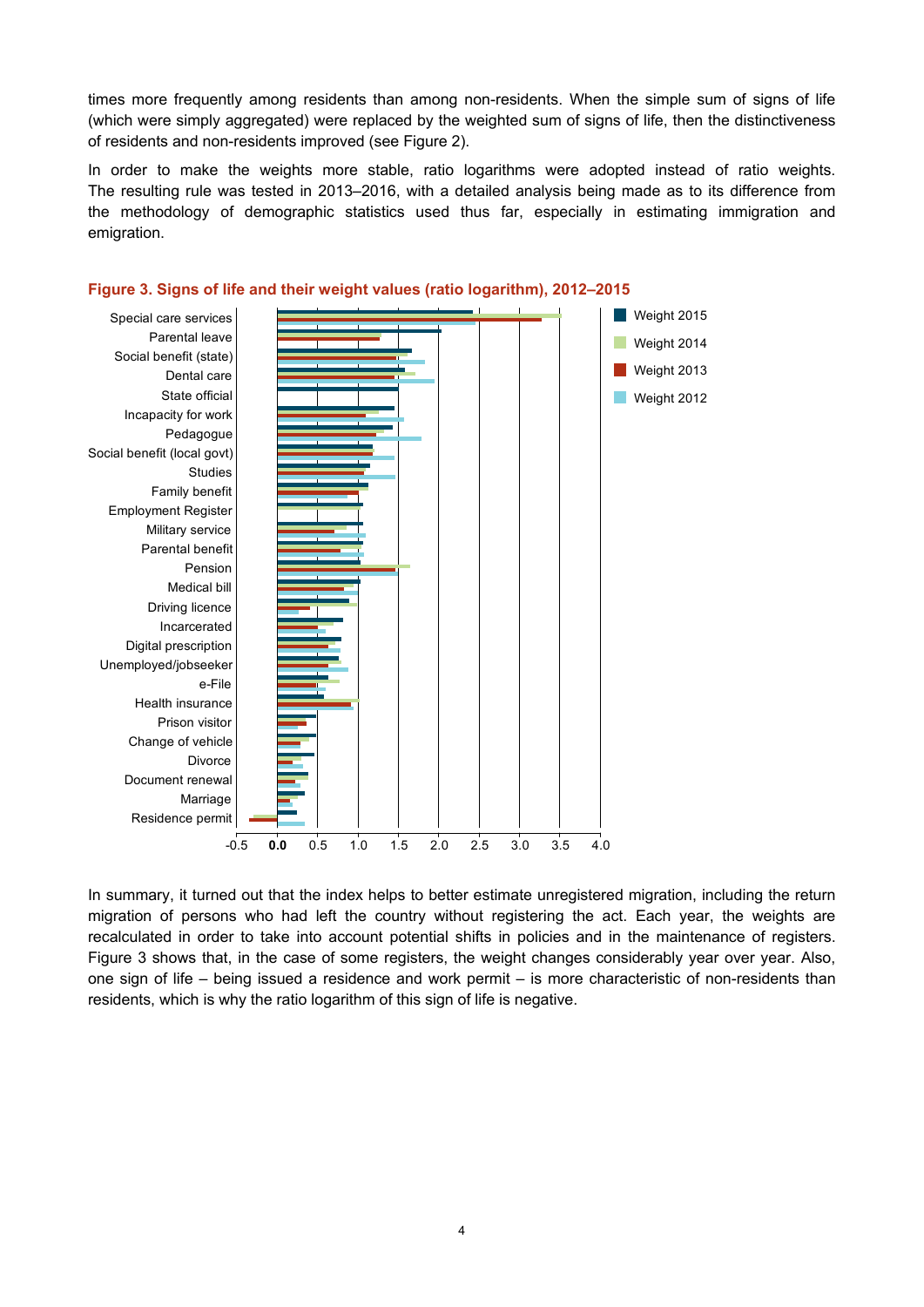times more frequently among residents than among non-residents. When the simple sum of signs of life (which were simply aggregated) were replaced by the weighted sum of signs of life, then the distinctiveness of residents and non-residents improved (see Figure 2).

In order to make the weights more stable, ratio logarithms were adopted instead of ratio weights. The resulting rule was tested in 2013–2016, with a detailed analysis being made as to its difference from the methodology of demographic statistics used thus far, especially in estimating immigration and emigration.

**Figure 3. Signs of life and their weight values (ratio logarithm), 2012–2015**

Special care services
Parental leave
Social benefit (state)
Dental care
State official
Incapacity for work
Pedagogue
Social benefit (local govt)
Studies
Family benefit
Employment Register
Military service
Parental benefit
Pension
Medical bill
Driving licence
Incarcerated
Digital prescription
Unemployed/jobseeker
e-File
Health insurance
Prison visitor
Change of vehicle
Divorce
Document renewal
Marriage
Residence permit

-0.5 0.0 0.5 1.0 1.5 2.0 2.5 3.0 3.5 4.0

Weight 2015
Weight 2014
Weight 2013
Weight 2012

In summary, it turned out that the index helps to better estimate unregistered migration, including the return migration of persons who had left the country without registering the act. Each year, the weights are recalculated in order to take into account potential shifts in policies and in the maintenance of registers. Figure 3 shows that, in the case of some registers, the weight changes considerably year over year. Also, one sign of life – being issued a residence and work permit – is more characteristic of non-residents than residents, which is why the ratio logarithm of this sign of life is negative.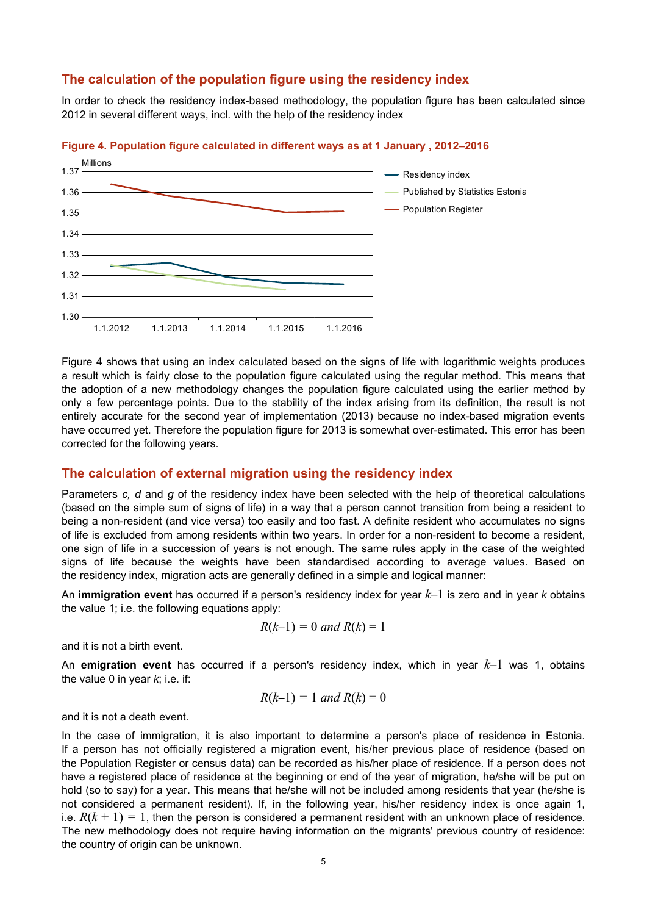## The calculation of the population figure using the residency index

In order to check the residency index-based methodology, the population figure has been calculated since 2012 in several different ways, incl. with the help of the residency index

**Figure 4. Population figure calculated in different ways as at 1 January , 2012–2016**

Millions

1.37
1.36
1.35
1.34
1.33
1.32
1.31
1.30

1.1.2012
1.1.2013
1.1.2014
1.1.2015
1.1.2016

Residency index
Published by Statistics Estonia
Population Register

Figure 4 shows that using an index calculated based on the signs of life with logarithmic weights produces a result which is fairly close to the population figure calculated using the regular method. This means that the adoption of a new methodology changes the population figure calculated using the earlier method by only a few percentage points. Due to the stability of the index arising from its definition, the result is not entirely accurate for the second year of implementation (2013) because no index-based migration events have occurred yet. Therefore the population figure for 2013 is somewhat over-estimated. This error has been corrected for the following years.

## The calculation of external migration using the residency index

Parameters *c, d* and *g* of the residency index have been selected with the help of theoretical calculations (based on the simple sum of signs of life) in a way that a person cannot transition from being a resident to being a non-resident (and vice versa) too easily and too fast. A definite resident who accumulates no signs of life is excluded from among residents within two years. In order for a non-resident to become a resident, one sign of life in a succession of years is not enough. The same rules apply in the case of the weighted signs of life because the weights have been standardised according to average values. Based on the residency index, migration acts are generally defined in a simple and logical manner:

An **immigration event** has occurred if a person's residency index for year $k–1$ is zero and in year *k* obtains the value 1; i.e. the following equations apply:

$$R(k–1) = 0 \text{ and } R(k) = 1$$

and it is not a birth event.

An **emigration event** has occurred if a person's residency index, which in year $k–1$ was 1, obtains the value 0 in year *k*; i.e. if:

$$R(k–1) = 1 \text{ and } R(k) = 0$$

and it is not a death event.

In the case of immigration, it is also important to determine a person's place of residence in Estonia. If a person has not officially registered a migration event, his/her previous place of residence (based on the Population Register or census data) can be recorded as his/her place of residence. If a person does not have a registered place of residence at the beginning or end of the year of migration, he/she will be put on hold (so to say) for a year. This means that he/she will not be included among residents that year (he/she is not considered a permanent resident). If, in the following year, his/her residency index is once again 1, i.e. $R(k + 1) = 1$, then the person is considered a permanent resident with an unknown place of residence. The new methodology does not require having information on the migrants' previous country of residence: the country of origin can be unknown.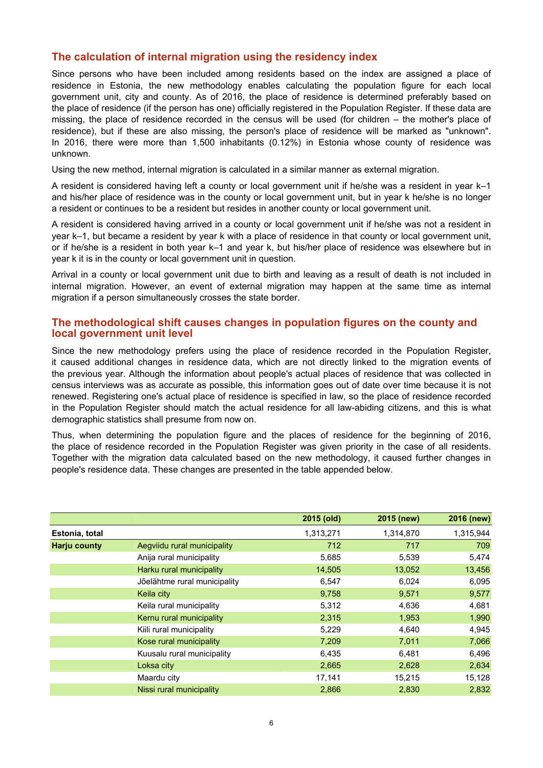## The calculation of internal migration using the residency index

Since persons who have been included among residents based on the index are assigned a place of residence in Estonia, the new methodology enables calculating the population figure for each local government unit, city and county. As of 2016, the place of residence is determined preferably based on the place of residence (if the person has one) officially registered in the Population Register. If these data are missing, the place of residence recorded in the census will be used (for children – the mother's place of residence), but if these are also missing, the person's place of residence will be marked as "unknown". In 2016, there were more than 1,500 inhabitants (0.12%) in Estonia whose county of residence was unknown.

Using the new method, internal migration is calculated in a similar manner as external migration.

A resident is considered having left a county or local government unit if he/she was a resident in year k–1 and his/her place of residence was in the county or local government unit, but in year k he/she is no longer a resident or continues to be a resident but resides in another county or local government unit.

A resident is considered having arrived in a county or local government unit if he/she was not a resident in year k–1, but became a resident by year k with a place of residence in that county or local government unit, or if he/she is a resident in both year k–1 and year k, but his/her place of residence was elsewhere but in year k it is in the county or local government unit in question.

Arrival in a county or local government unit due to birth and leaving as a result of death is not included in internal migration. However, an event of external migration may happen at the same time as internal migration if a person simultaneously crosses the state border.

## The methodological shift causes changes in population figures on the county and local government unit level

Since the new methodology prefers using the place of residence recorded in the Population Register, it caused additional changes in residence data, which are not directly linked to the migration events of the previous year. Although the information about people's actual places of residence that was collected in census interviews was as accurate as possible, this information goes out of date over time because it is not renewed. Registering one's actual place of residence is specified in law, so the place of residence recorded in the Population Register should match the actual residence for all law-abiding citizens, and this is what demographic statistics shall presume from now on.

Thus, when determining the population figure and the places of residence for the beginning of 2016, the place of residence recorded in the Population Register was given priority in the case of all residents. Together with the migration data calculated based on the new methodology, it caused further changes in people's residence data. These changes are presented in the table appended below.

| | | 2015 (old) | 2015 (new) | 2016 (new) |
|---|---|---|---|---|
| **Estonia, total** | | 1,313,271 | 1,314,870 | 1,315,944 |
| **Harju county** | Aegviidu rural municipality | 712 | 717 | 709 |
| | Anija rural municipality | 5,685 | 5,539 | 5,474 |
| | Harku rural municipality | 14,505 | 13,052 | 13,456 |
| | Jõelähtme rural municipality | 6,547 | 6,024 | 6,095 |
| | Keila city | 9,758 | 9,571 | 9,577 |
| | Keila rural municipality | 5,312 | 4,636 | 4,681 |
| | Kernu rural municipality | 2,315 | 1,953 | 1,990 |
| | Kiili rural municipality | 5,229 | 4,640 | 4,945 |
| | Kose rural municipality | 7,209 | 7,011 | 7,066 |
| | Kuusalu rural municipality | 6,435 | 6,481 | 6,496 |
| | Loksa city | 2,665 | 2,628 | 2,634 |
| | Maardu city | 17,141 | 15,215 | 15,128 |
| | Nissi rural municipality | 2,866 | 2,830 | 2,832 |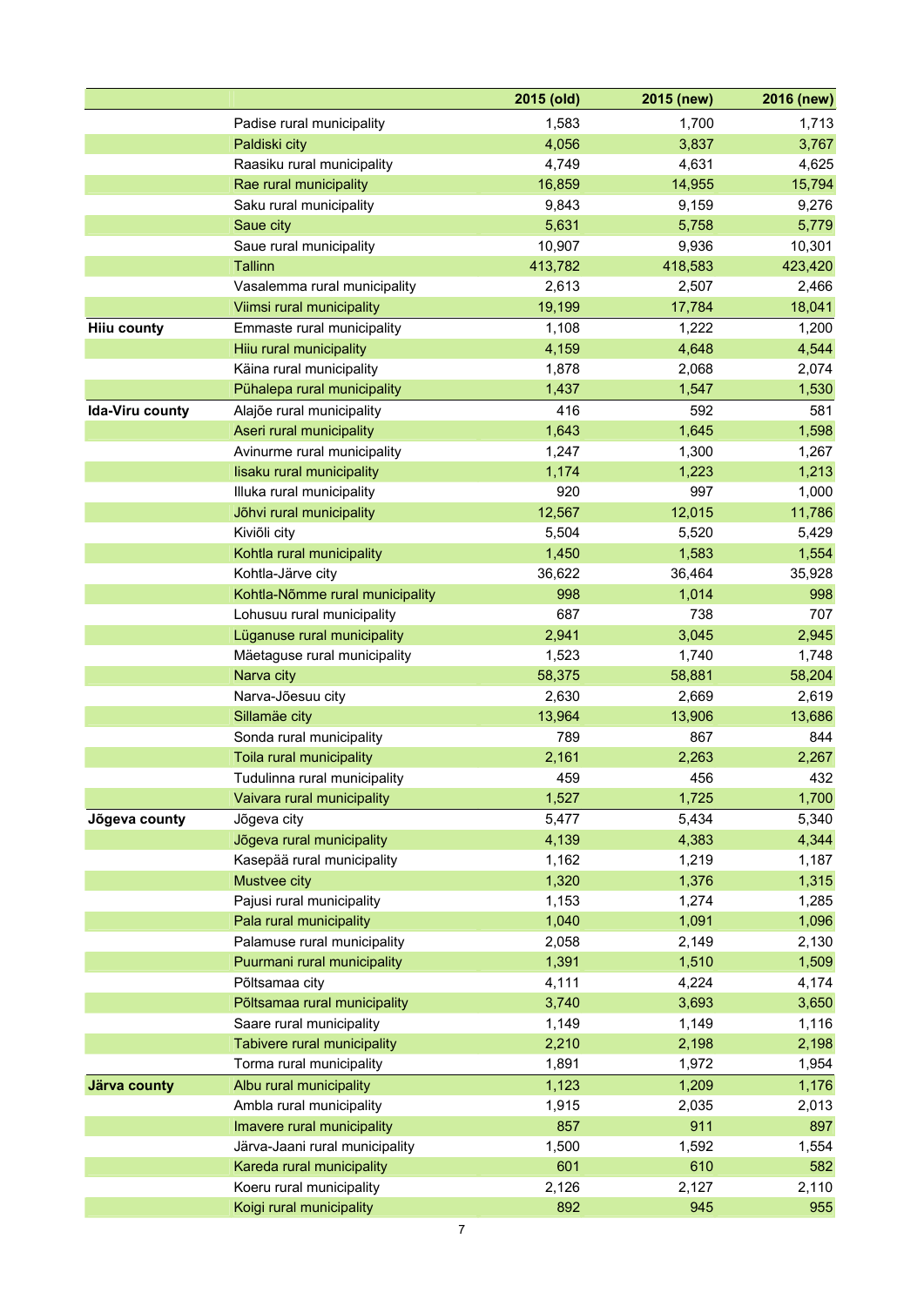| | | 2015 (old) | 2015 (new) | 2016 (new) |
|---|---|---|---|---|
| | Padise rural municipality | 1,583 | 1,700 | 1,713 |
| | Paldiski city | 4,056 | 3,837 | 3,767 |
| | Raasiku rural municipality | 4,749 | 4,631 | 4,625 |
| | Rae rural municipality | 16,859 | 14,955 | 15,794 |
| | Saku rural municipality | 9,843 | 9,159 | 9,276 |
| | Saue city | 5,631 | 5,758 | 5,779 |
| | Saue rural municipality | 10,907 | 9,936 | 10,301 |
| | Tallinn | 413,782 | 418,583 | 423,420 |
| | Vasalemma rural municipality | 2,613 | 2,507 | 2,466 |
| | Viimsi rural municipality | 19,199 | 17,784 | 18,041 |
| **Hiiu county** | Emmaste rural municipality | 1,108 | 1,222 | 1,200 |
| | Hiiu rural municipality | 4,159 | 4,648 | 4,544 |
| | Käina rural municipality | 1,878 | 2,068 | 2,074 |
| | Pühalepa rural municipality | 1,437 | 1,547 | 1,530 |
| **Ida-Viru county** | Alajõe rural municipality | 416 | 592 | 581 |
| | Aseri rural municipality | 1,643 | 1,645 | 1,598 |
| | Avinurme rural municipality | 1,247 | 1,300 | 1,267 |
| | Iisaku rural municipality | 1,174 | 1,223 | 1,213 |
| | Illuka rural municipality | 920 | 997 | 1,000 |
| | Jõhvi rural municipality | 12,567 | 12,015 | 11,786 |
| | Kiviõli city | 5,504 | 5,520 | 5,429 |
| | Kohtla rural municipality | 1,450 | 1,583 | 1,554 |
| | Kohtla-Järve city | 36,622 | 36,464 | 35,928 |
| | Kohtla-Nõmme rural municipality | 998 | 1,014 | 998 |
| | Lohusuu rural municipality | 687 | 738 | 707 |
| | Lüganuse rural municipality | 2,941 | 3,045 | 2,945 |
| | Mäetaguse rural municipality | 1,523 | 1,740 | 1,748 |
| | Narva city | 58,375 | 58,881 | 58,204 |
| | Narva-Jõesuu city | 2,630 | 2,669 | 2,619 |
| | Sillamäe city | 13,964 | 13,906 | 13,686 |
| | Sonda rural municipality | 789 | 867 | 844 |
| | Toila rural municipality | 2,161 | 2,263 | 2,267 |
| | Tudulinna rural municipality | 459 | 456 | 432 |
| | Vaivara rural municipality | 1,527 | 1,725 | 1,700 |
| **Jõgeva county** | Jõgeva city | 5,477 | 5,434 | 5,340 |
| | Jõgeva rural municipality | 4,139 | 4,383 | 4,344 |
| | Kasepää rural municipality | 1,162 | 1,219 | 1,187 |
| | Mustvee city | 1,320 | 1,376 | 1,315 |
| | Pajusi rural municipality | 1,153 | 1,274 | 1,285 |
| | Pala rural municipality | 1,040 | 1,091 | 1,096 |
| | Palamuse rural municipality | 2,058 | 2,149 | 2,130 |
| | Puurmani rural municipality | 1,391 | 1,510 | 1,509 |
| | Põltsamaa city | 4,111 | 4,224 | 4,174 |
| | Põltsamaa rural municipality | 3,740 | 3,693 | 3,650 |
| | Saare rural municipality | 1,149 | 1,149 | 1,116 |
| | Tabivere rural municipality | 2,210 | 2,198 | 2,198 |
| | Torma rural municipality | 1,891 | 1,972 | 1,954 |
| **Järva county** | Albu rural municipality | 1,123 | 1,209 | 1,176 |
| | Ambla rural municipality | 1,915 | 2,035 | 2,013 |
| | Imavere rural municipality | 857 | 911 | 897 |
| | Järva-Jaani rural municipality | 1,500 | 1,592 | 1,554 |
| | Kareda rural municipality | 601 | 610 | 582 |
| | Koeru rural municipality | 2,126 | 2,127 | 2,110 |
| | Koigi rural municipality | 892 | 945 | 955 |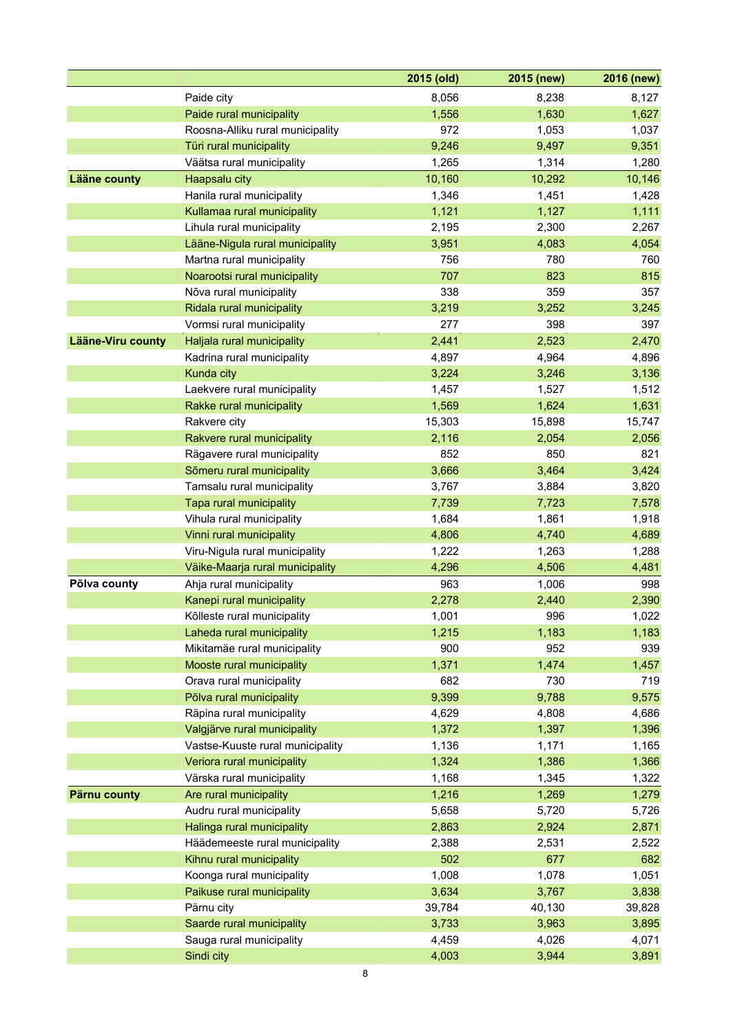| | | 2015 (old) | 2015 (new) | 2016 (new) |
|---|---|---|---|---|
| | Paide city | 8,056 | 8,238 | 8,127 |
| | Paide rural municipality | 1,556 | 1,630 | 1,627 |
| | Roosna-Alliku rural municipality | 972 | 1,053 | 1,037 |
| | Türi rural municipality | 9,246 | 9,497 | 9,351 |
| | Väätsa rural municipality | 1,265 | 1,314 | 1,280 |
| **Lääne county** | Haapsalu city | 10,160 | 10,292 | 10,146 |
| | Hanila rural municipality | 1,346 | 1,451 | 1,428 |
| | Kullamaa rural municipality | 1,121 | 1,127 | 1,111 |
| | Lihula rural municipality | 2,195 | 2,300 | 2,267 |
| | Lääne-Nigula rural municipality | 3,951 | 4,083 | 4,054 |
| | Martna rural municipality | 756 | 780 | 760 |
| | Noarootsi rural municipality | 707 | 823 | 815 |
| | Nõva rural municipality | 338 | 359 | 357 |
| | Ridala rural municipality | 3,219 | 3,252 | 3,245 |
| | Vormsi rural municipality | 277 | 398 | 397 |
| **Lääne-Viru county** | Haljala rural municipality | 2,441 | 2,523 | 2,470 |
| | Kadrina rural municipality | 4,897 | 4,964 | 4,896 |
| | Kunda city | 3,224 | 3,246 | 3,136 |
| | Laekvere rural municipality | 1,457 | 1,527 | 1,512 |
| | Rakke rural municipality | 1,569 | 1,624 | 1,631 |
| | Rakvere city | 15,303 | 15,898 | 15,747 |
| | Rakvere rural municipality | 2,116 | 2,054 | 2,056 |
| | Rägavere rural municipality | 852 | 850 | 821 |
| | Sõmeru rural municipality | 3,666 | 3,464 | 3,424 |
| | Tamsalu rural municipality | 3,767 | 3,884 | 3,820 |
| | Tapa rural municipality | 7,739 | 7,723 | 7,578 |
| | Vihula rural municipality | 1,684 | 1,861 | 1,918 |
| | Vinni rural municipality | 4,806 | 4,740 | 4,689 |
| | Viru-Nigula rural municipality | 1,222 | 1,263 | 1,288 |
| | Väike-Maarja rural municipality | 4,296 | 4,506 | 4,481 |
| **Põlva county** | Ahja rural municipality | 963 | 1,006 | 998 |
| | Kanepi rural municipality | 2,278 | 2,440 | 2,390 |
| | Kõlleste rural municipality | 1,001 | 996 | 1,022 |
| | Laheda rural municipality | 1,215 | 1,183 | 1,183 |
| | Mikitamäe rural municipality | 900 | 952 | 939 |
| | Mooste rural municipality | 1,371 | 1,474 | 1,457 |
| | Orava rural municipality | 682 | 730 | 719 |
| | Põlva rural municipality | 9,399 | 9,788 | 9,575 |
| | Räpina rural municipality | 4,629 | 4,808 | 4,686 |
| | Valgjärve rural municipality | 1,372 | 1,397 | 1,396 |
| | Vastse-Kuuste rural municipality | 1,136 | 1,171 | 1,165 |
| | Veriora rural municipality | 1,324 | 1,386 | 1,366 |
| | Värska rural municipality | 1,168 | 1,345 | 1,322 |
| **Pärnu county** | Are rural municipality | 1,216 | 1,269 | 1,279 |
| | Audru rural municipality | 5,658 | 5,720 | 5,726 |
| | Halinga rural municipality | 2,863 | 2,924 | 2,871 |
| | Häädemeeste rural municipality | 2,388 | 2,531 | 2,522 |
| | Kihnu rural municipality | 502 | 677 | 682 |
| | Koonga rural municipality | 1,008 | 1,078 | 1,051 |
| | Paikuse rural municipality | 3,634 | 3,767 | 3,838 |
| | Pärnu city | 39,784 | 40,130 | 39,828 |
| | Saarde rural municipality | 3,733 | 3,963 | 3,895 |
| | Sauga rural municipality | 4,459 | 4,026 | 4,071 |
| | Sindi city | 4,003 | 3,944 | 3,891 |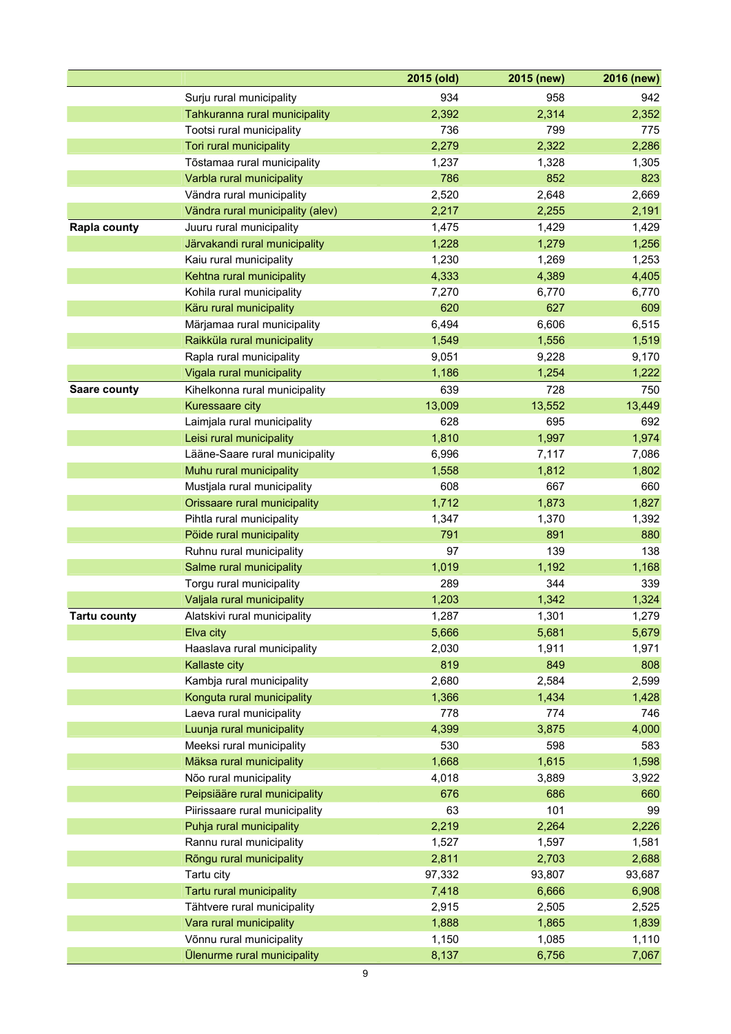| | | 2015 (old) | 2015 (new) | 2016 (new) |
|---|---|---|---|---|
| | Surju rural municipality | 934 | 958 | 942 |
| | Tahkuranna rural municipality | 2,392 | 2,314 | 2,352 |
| | Tootsi rural municipality | 736 | 799 | 775 |
| | Tori rural municipality | 2,279 | 2,322 | 2,286 |
| | Tõstamaa rural municipality | 1,237 | 1,328 | 1,305 |
| | Varbla rural municipality | 786 | 852 | 823 |
| | Vändra rural municipality | 2,520 | 2,648 | 2,669 |
| | Vändra rural municipality (alev) | 2,217 | 2,255 | 2,191 |
| **Rapla county** | Juuru rural municipality | 1,475 | 1,429 | 1,429 |
| | Järvakandi rural municipality | 1,228 | 1,279 | 1,256 |
| | Kaiu rural municipality | 1,230 | 1,269 | 1,253 |
| | Kehtna rural municipality | 4,333 | 4,389 | 4,405 |
| | Kohila rural municipality | 7,270 | 6,770 | 6,770 |
| | Käru rural municipality | 620 | 627 | 609 |
| | Märjamaa rural municipality | 6,494 | 6,606 | 6,515 |
| | Raikküla rural municipality | 1,549 | 1,556 | 1,519 |
| | Rapla rural municipality | 9,051 | 9,228 | 9,170 |
| | Vigala rural municipality | 1,186 | 1,254 | 1,222 |
| **Saare county** | Kihelkonna rural municipality | 639 | 728 | 750 |
| | Kuressaare city | 13,009 | 13,552 | 13,449 |
| | Laimjala rural municipality | 628 | 695 | 692 |
| | Leisi rural municipality | 1,810 | 1,997 | 1,974 |
| | Lääne-Saare rural municipality | 6,996 | 7,117 | 7,086 |
| | Muhu rural municipality | 1,558 | 1,812 | 1,802 |
| | Mustjala rural municipality | 608 | 667 | 660 |
| | Orissaare rural municipality | 1,712 | 1,873 | 1,827 |
| | Pihtla rural municipality | 1,347 | 1,370 | 1,392 |
| | Pöide rural municipality | 791 | 891 | 880 |
| | Ruhnu rural municipality | 97 | 139 | 138 |
| | Salme rural municipality | 1,019 | 1,192 | 1,168 |
| | Torgu rural municipality | 289 | 344 | 339 |
| | Valjala rural municipality | 1,203 | 1,342 | 1,324 |
| **Tartu county** | Alatskivi rural municipality | 1,287 | 1,301 | 1,279 |
| | Elva city | 5,666 | 5,681 | 5,679 |
| | Haaslava rural municipality | 2,030 | 1,911 | 1,971 |
| | Kallaste city | 819 | 849 | 808 |
| | Kambja rural municipality | 2,680 | 2,584 | 2,599 |
| | Konguta rural municipality | 1,366 | 1,434 | 1,428 |
| | Laeva rural municipality | 778 | 774 | 746 |
| | Luunja rural municipality | 4,399 | 3,875 | 4,000 |
| | Meeksi rural municipality | 530 | 598 | 583 |
| | Mäksa rural municipality | 1,668 | 1,615 | 1,598 |
| | Nõo rural municipality | 4,018 | 3,889 | 3,922 |
| | Peipsiääre rural municipality | 676 | 686 | 660 |
| | Piirissaare rural municipality | 63 | 101 | 99 |
| | Puhja rural municipality | 2,219 | 2,264 | 2,226 |
| | Rannu rural municipality | 1,527 | 1,597 | 1,581 |
| | Rõngu rural municipality | 2,811 | 2,703 | 2,688 |
| | Tartu city | 97,332 | 93,807 | 93,687 |
| | Tartu rural municipality | 7,418 | 6,666 | 6,908 |
| | Tähtvere rural municipality | 2,915 | 2,505 | 2,525 |
| | Vara rural municipality | 1,888 | 1,865 | 1,839 |
| | Võnnu rural municipality | 1,150 | 1,085 | 1,110 |
| | Ülenurme rural municipality | 8,137 | 6,756 | 7,067 |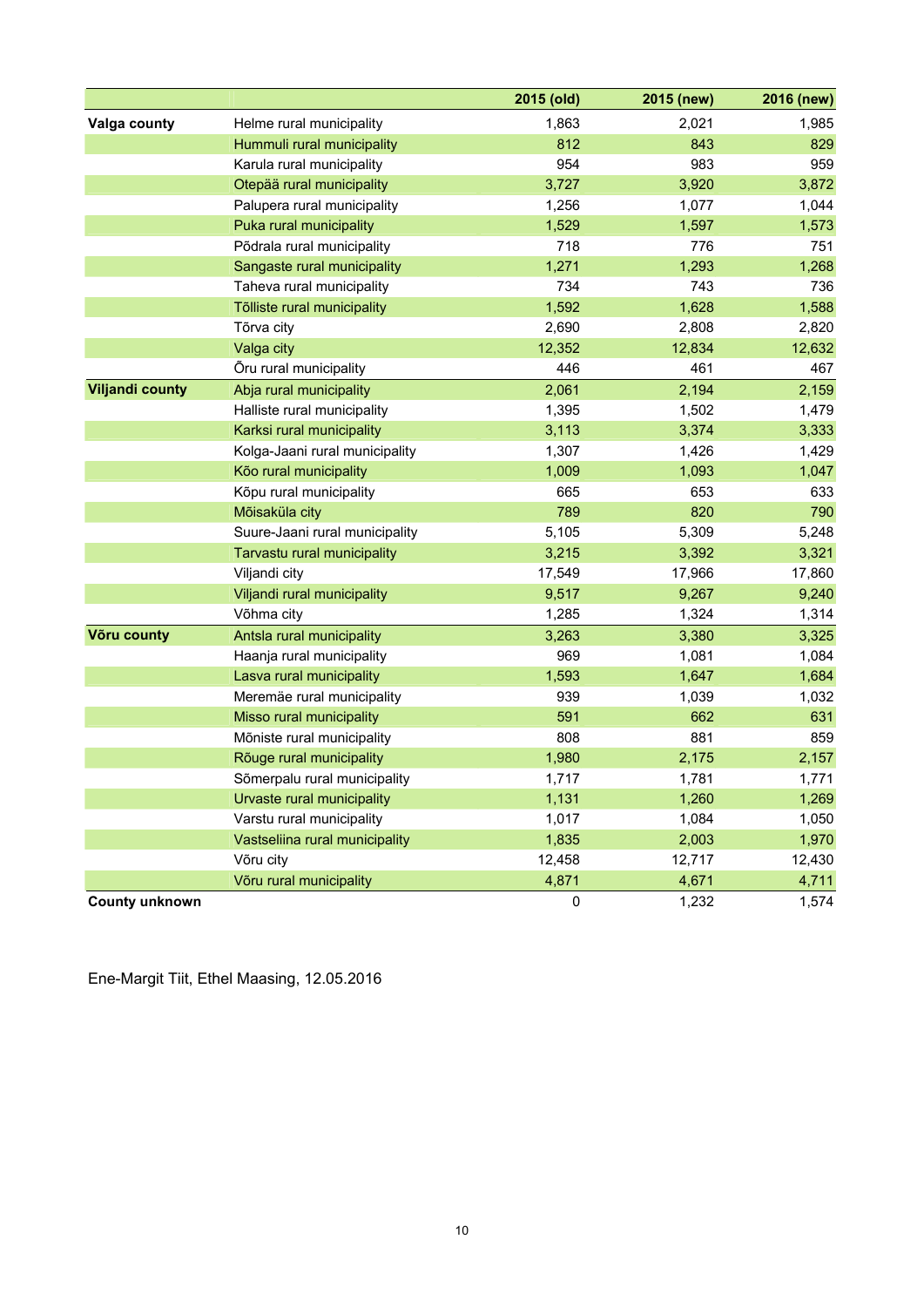| | | 2015 (old) | 2015 (new) | 2016 (new) |
|---|---|---|---|---|
| **Valga county** | Helme rural municipality | 1,863 | 2,021 | 1,985 |
| | Hummuli rural municipality | 812 | 843 | 829 |
| | Karula rural municipality | 954 | 983 | 959 |
| | Otepää rural municipality | 3,727 | 3,920 | 3,872 |
| | Palupera rural municipality | 1,256 | 1,077 | 1,044 |
| | Puka rural municipality | 1,529 | 1,597 | 1,573 |
| | Põdrala rural municipality | 718 | 776 | 751 |
| | Sangaste rural municipality | 1,271 | 1,293 | 1,268 |
| | Taheva rural municipality | 734 | 743 | 736 |
| | Tõlliste rural municipality | 1,592 | 1,628 | 1,588 |
| | Tõrva city | 2,690 | 2,808 | 2,820 |
| | Valga city | 12,352 | 12,834 | 12,632 |
| | Õru rural municipality | 446 | 461 | 467 |
| **Viljandi county** | Abja rural municipality | 2,061 | 2,194 | 2,159 |
| | Halliste rural municipality | 1,395 | 1,502 | 1,479 |
| | Karksi rural municipality | 3,113 | 3,374 | 3,333 |
| | Kolga-Jaani rural municipality | 1,307 | 1,426 | 1,429 |
| | Kõo rural municipality | 1,009 | 1,093 | 1,047 |
| | Kõpu rural municipality | 665 | 653 | 633 |
| | Mõisaküla city | 789 | 820 | 790 |
| | Suure-Jaani rural municipality | 5,105 | 5,309 | 5,248 |
| | Tarvastu rural municipality | 3,215 | 3,392 | 3,321 |
| | Viljandi city | 17,549 | 17,966 | 17,860 |
| | Viljandi rural municipality | 9,517 | 9,267 | 9,240 |
| | Võhma city | 1,285 | 1,324 | 1,314 |
| **Võru county** | Antsla rural municipality | 3,263 | 3,380 | 3,325 |
| | Haanja rural municipality | 969 | 1,081 | 1,084 |
| | Lasva rural municipality | 1,593 | 1,647 | 1,684 |
| | Meremäe rural municipality | 939 | 1,039 | 1,032 |
| | Misso rural municipality | 591 | 662 | 631 |
| | Mõniste rural municipality | 808 | 881 | 859 |
| | Rõuge rural municipality | 1,980 | 2,175 | 2,157 |
| | Sõmerpalu rural municipality | 1,717 | 1,781 | 1,771 |
| | Urvaste rural municipality | 1,131 | 1,260 | 1,269 |
| | Varstu rural municipality | 1,017 | 1,084 | 1,050 |
| | Vastseliina rural municipality | 1,835 | 2,003 | 1,970 |
| | Võru city | 12,458 | 12,717 | 12,430 |
| | Võru rural municipality | 4,871 | 4,671 | 4,711 |
| **County unknown** | | 0 | 1,232 | 1,574 |

Ene-Margit Tiit, Ethel Maasing, 12.05.2016